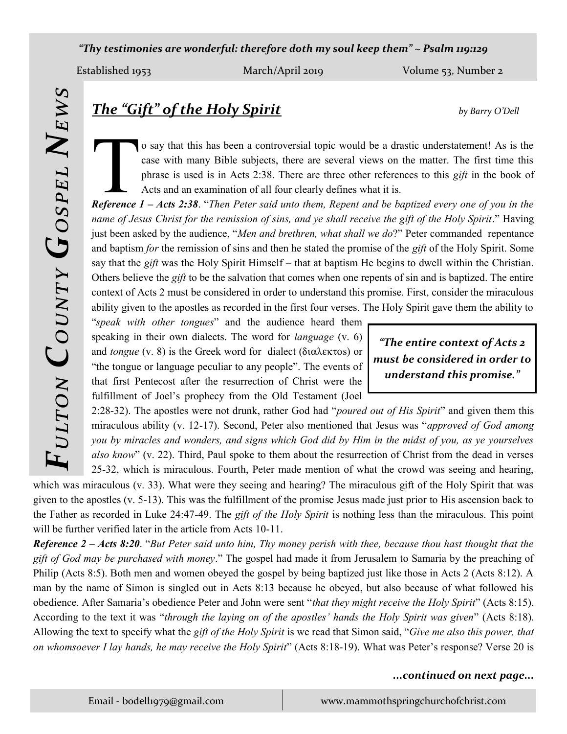*"Thy testimonies are wonderful: therefore doth my soul keep them" ~ Psalm 119:129*

Established 1953 March/April 2019 Volume 53, Number 2

# FULTON COUNTY GOSPEL NEWS

## *The "Gift" of the Holy Spirit*

*by Barry O'Dell*

To say that this has been a controversial topic would be a drastic understatement! As is the case with many Bible subjects, there are several views on the matter. The first time this phrase is used is in Acts 2:38. There are three other references to this *gift* in the book of Acts and an examination of all four clearly defines what it is.

***Reference 1 – Acts 2:38***. "*Then Peter said unto them, Repent and be baptized every one of you in the name of Jesus Christ for the remission of sins, and ye shall receive the gift of the Holy Spirit*." Having just been asked by the audience, "*Men and brethren, what shall we do*?" Peter commanded repentance and baptism *for* the remission of sins and then he stated the promise of the *gift* of the Holy Spirit. Some say that the *gift* was the Holy Spirit Himself – that at baptism He begins to dwell within the Christian. Others believe the *gift* to be the salvation that comes when one repents of sin and is baptized. The entire context of Acts 2 must be considered in order to understand this promise. First, consider the miraculous ability given to the apostles as recorded in the first four verses. The Holy Spirit gave them the ability to "*speak with other tongues*" and the audience heard them speaking in their own dialects. The word for *language* (v. 6) and *tongue* (v. 8) is the Greek word for dialect (διαλεκτος) or "the tongue or language peculiar to any people". The events of that first Pentecost after the resurrection of Christ were the fulfillment of Joel's prophecy from the Old Testament (Joel 2:28-32). The apostles were not drunk, rather God had "*poured out of His Spirit*" and given them this miraculous ability (v. 12-17). Second, Peter also mentioned that Jesus was "*approved of God among you by miracles and wonders, and signs which God did by Him in the midst of you, as ye yourselves also know*" (v. 22). Third, Paul spoke to them about the resurrection of Christ from the dead in verses 25-32, which is miraculous. Fourth, Peter made mention of what the crowd was seeing and hearing, which was miraculous (v. 33). What were they seeing and hearing? The miraculous gift of the Holy Spirit that was given to the apostles (v. 5-13). This was the fulfillment of the promise Jesus made just prior to His ascension back to the Father as recorded in Luke 24:47-49. The *gift of the Holy Spirit* is nothing less than the miraculous. This point will be further verified later in the article from Acts 10-11.

> ***"The entire context of Acts 2 must be considered in order to understand this promise."***

***Reference 2 – Acts 8:20***. "*But Peter said unto him, Thy money perish with thee, because thou hast thought that the gift of God may be purchased with money*." The gospel had made it from Jerusalem to Samaria by the preaching of Philip (Acts 8:5). Both men and women obeyed the gospel by being baptized just like those in Acts 2 (Acts 8:12). A man by the name of Simon is singled out in Acts 8:13 because he obeyed, but also because of what followed his obedience. After Samaria's obedience Peter and John were sent "*that they might receive the Holy Spirit*" (Acts 8:15). According to the text it was "*through the laying on of the apostles' hands the Holy Spirit was given*" (Acts 8:18). Allowing the text to specify what the *gift of the Holy Spirit* is we read that Simon said, "*Give me also this power, that on whomsoever I lay hands, he may receive the Holy Spirit*" (Acts 8:18-19). What was Peter's response? Verse 20 is

***...continued on next page...***

Email - bodell1979@gmail.com www.mammothspringchurchofchrist.com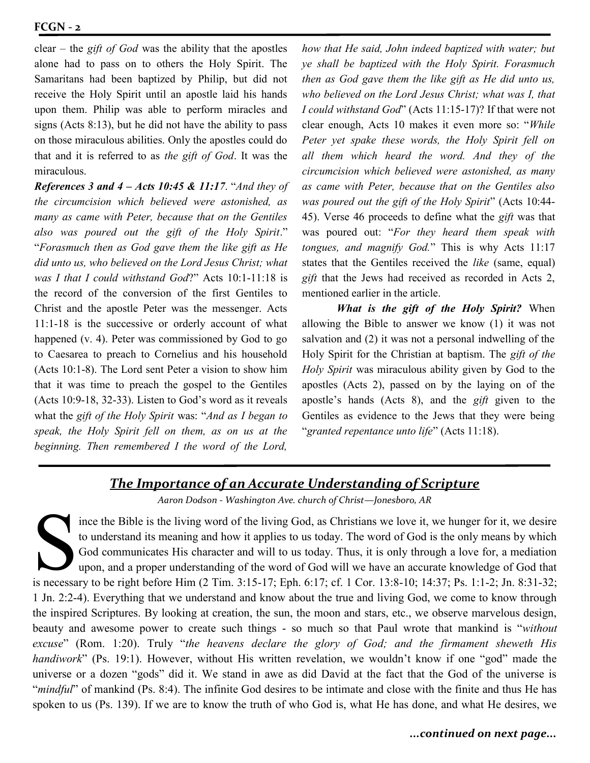clear – the *gift of God* was the ability that the apostles alone had to pass on to others the Holy Spirit. The Samaritans had been baptized by Philip, but did not receive the Holy Spirit until an apostle laid his hands upon them. Philip was able to perform miracles and signs (Acts 8:13), but he did not have the ability to pass on those miraculous abilities. Only the apostles could do that and it is referred to as *the gift of God*. It was the miraculous.

***References 3 and 4 – Acts 10:45 & 11:17***. "*And they of the circumcision which believed were astonished, as many as came with Peter, because that on the Gentiles also was poured out the gift of the Holy Spirit*." "*Forasmuch then as God gave them the like gift as He did unto us, who believed on the Lord Jesus Christ; what was I that I could withstand God*?" Acts 10:1-11:18 is the record of the conversion of the first Gentiles to Christ and the apostle Peter was the messenger. Acts 11:1-18 is the successive or orderly account of what happened (v. 4). Peter was commissioned by God to go to Caesarea to preach to Cornelius and his household (Acts 10:1-8). The Lord sent Peter a vision to show him that it was time to preach the gospel to the Gentiles (Acts 10:9-18, 32-33). Listen to God's word as it reveals what the *gift of the Holy Spirit* was: "*And as I began to speak, the Holy Spirit fell on them, as on us at the beginning. Then remembered I the word of the Lord, how that He said, John indeed baptized with water; but ye shall be baptized with the Holy Spirit. Forasmuch then as God gave them the like gift as He did unto us, who believed on the Lord Jesus Christ; what was I, that I could withstand God*" (Acts 11:15-17)? If that were not clear enough, Acts 10 makes it even more so: "*While Peter yet spake these words, the Holy Spirit fell on all them which heard the word. And they of the circumcision which believed were astonished, as many as came with Peter, because that on the Gentiles also was poured out the gift of the Holy Spirit*" (Acts 10:44-45). Verse 46 proceeds to define what the *gift* was that was poured out: "*For they heard them speak with tongues, and magnify God.*" This is why Acts 11:17 states that the Gentiles received the *like* (same, equal) *gift* that the Jews had received as recorded in Acts 2, mentioned earlier in the article.

***What is the gift of the Holy Spirit?*** When allowing the Bible to answer we know (1) it was not salvation and (2) it was not a personal indwelling of the Holy Spirit for the Christian at baptism. The *gift of the Holy Spirit* was miraculous ability given by God to the apostles (Acts 2), passed on by the laying on of the apostle's hands (Acts 8), and the *gift* given to the Gentiles as evidence to the Jews that they were being "*granted repentance unto life*" (Acts 11:18).

## The Importance of an Accurate Understanding of Scripture

*Aaron Dodson - Washington Ave. church of Christ—Jonesboro, AR*

Since the Bible is the living word of the living God, as Christians we love it, we hunger for it, we desire to understand its meaning and how it applies to us today. The word of God is the only means by which God communicates His character and will to us today. Thus, it is only through a love for, a mediation upon, and a proper understanding of the word of God will we have an accurate knowledge of God that is necessary to be right before Him (2 Tim. 3:15-17; Eph. 6:17; cf. 1 Cor. 13:8-10; 14:37; Ps. 1:1-2; Jn. 8:31-32; 1 Jn. 2:2-4). Everything that we understand and know about the true and living God, we come to know through the inspired Scriptures. By looking at creation, the sun, the moon and stars, etc., we observe marvelous design, beauty and awesome power to create such things - so much so that Paul wrote that mankind is "*without excuse*" (Rom. 1:20). Truly "*the heavens declare the glory of God; and the firmament sheweth His handiwork*" (Ps. 19:1). However, without His written revelation, we wouldn't know if one "god" made the universe or a dozen "gods" did it. We stand in awe as did David at the fact that the God of the universe is "*mindful*" of mankind (Ps. 8:4). The infinite God desires to be intimate and close with the finite and thus He has spoken to us (Ps. 139). If we are to know the truth of who God is, what He has done, and what He desires, we

***...continued on next page...***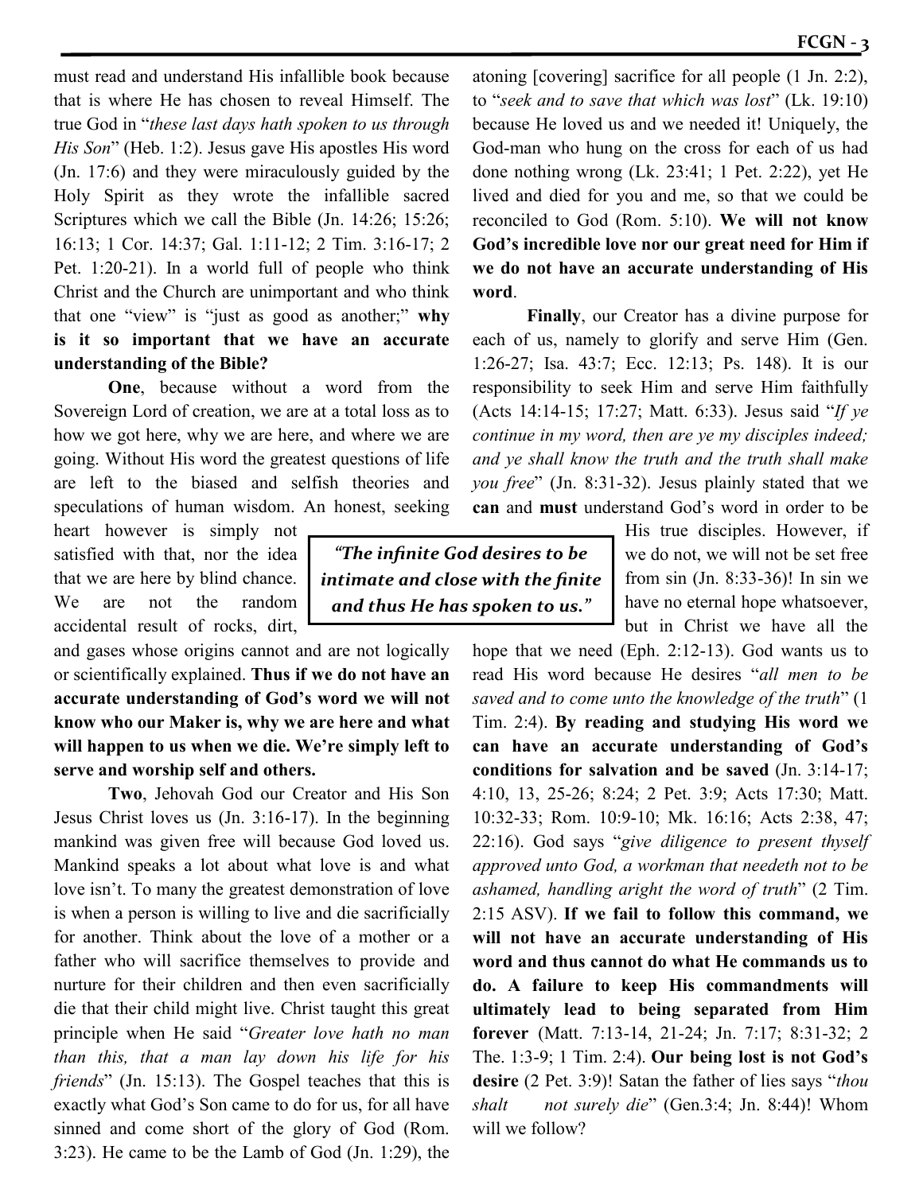must read and understand His infallible book because that is where He has chosen to reveal Himself. The true God in "*these last days hath spoken to us through His Son*" (Heb. 1:2). Jesus gave His apostles His word (Jn. 17:6) and they were miraculously guided by the Holy Spirit as they wrote the infallible sacred Scriptures which we call the Bible (Jn. 14:26; 15:26; 16:13; 1 Cor. 14:37; Gal. 1:11-12; 2 Tim. 3:16-17; 2 Pet. 1:20-21). In a world full of people who think Christ and the Church are unimportant and who think that one "view" is "just as good as another;" **why is it so important that we have an accurate understanding of the Bible?**

**One**, because without a word from the Sovereign Lord of creation, we are at a total loss as to how we got here, why we are here, and where we are going. Without His word the greatest questions of life are left to the biased and selfish theories and speculations of human wisdom. An honest, seeking heart however is simply not satisfied with that, nor the idea that we are here by blind chance. We are not the random accidental result of rocks, dirt, and gases whose origins cannot and are not logically or scientifically explained. **Thus if we do not have an accurate understanding of God's word we will not know who our Maker is, why we are here and what will happen to us when we die. We're simply left to serve and worship self and others.**

**Two**, Jehovah God our Creator and His Son Jesus Christ loves us (Jn. 3:16-17). In the beginning mankind was given free will because God loved us. Mankind speaks a lot about what love is and what love isn't. To many the greatest demonstration of love is when a person is willing to live and die sacrificially for another. Think about the love of a mother or a father who will sacrifice themselves to provide and nurture for their children and then even sacrificially die that their child might live. Christ taught this great principle when He said "*Greater love hath no man than this, that a man lay down his life for his friends*" (Jn. 15:13). The Gospel teaches that this is exactly what God's Son came to do for us, for all have sinned and come short of the glory of God (Rom. 3:23). He came to be the Lamb of God (Jn. 1:29), the atoning [covering] sacrifice for all people (1 Jn. 2:2), to "*seek and to save that which was lost*" (Lk. 19:10) because He loved us and we needed it! Uniquely, the God-man who hung on the cross for each of us had done nothing wrong (Lk. 23:41; 1 Pet. 2:22), yet He lived and died for you and me, so that we could be reconciled to God (Rom. 5:10). **We will not know God's incredible love nor our great need for Him if we do not have an accurate understanding of His word**.

**Finally**, our Creator has a divine purpose for each of us, namely to glorify and serve Him (Gen. 1:26-27; Isa. 43:7; Ecc. 12:13; Ps. 148). It is our responsibility to seek Him and serve Him faithfully (Acts 14:14-15; 17:27; Matt. 6:33). Jesus said "*If ye continue in my word, then are ye my disciples indeed; and ye shall know the truth and the truth shall make you free*" (Jn. 8:31-32). Jesus plainly stated that we **can** and **must** understand God's word in order to be His true disciples. However, if we do not, we will not be set free from sin (Jn. 8:33-36)! In sin we have no eternal hope whatsoever, but in Christ we have all the hope that we need (Eph. 2:12-13). God wants us to read His word because He desires "*all men to be saved and to come unto the knowledge of the truth*" (1 Tim. 2:4). **By reading and studying His word we can have an accurate understanding of God's conditions for salvation and be saved** (Jn. 3:14-17; 4:10, 13, 25-26; 8:24; 2 Pet. 3:9; Acts 17:30; Matt. 10:32-33; Rom. 10:9-10; Mk. 16:16; Acts 2:38, 47; 22:16). God says "*give diligence to present thyself approved unto God, a workman that needeth not to be ashamed, handling aright the word of truth*" (2 Tim. 2:15 ASV). **If we fail to follow this command, we will not have an accurate understanding of His word and thus cannot do what He commands us to do. A failure to keep His commandments will ultimately lead to being separated from Him forever** (Matt. 7:13-14, 21-24; Jn. 7:17; 8:31-32; 2 The. 1:3-9; 1 Tim. 2:4). **Our being lost is not God's desire** (2 Pet. 3:9)! Satan the father of lies says "*thou shalt not surely die*" (Gen.3:4; Jn. 8:44)! Whom will we follow?

> ***"The infinite God desires to be intimate and close with the finite and thus He has spoken to us."***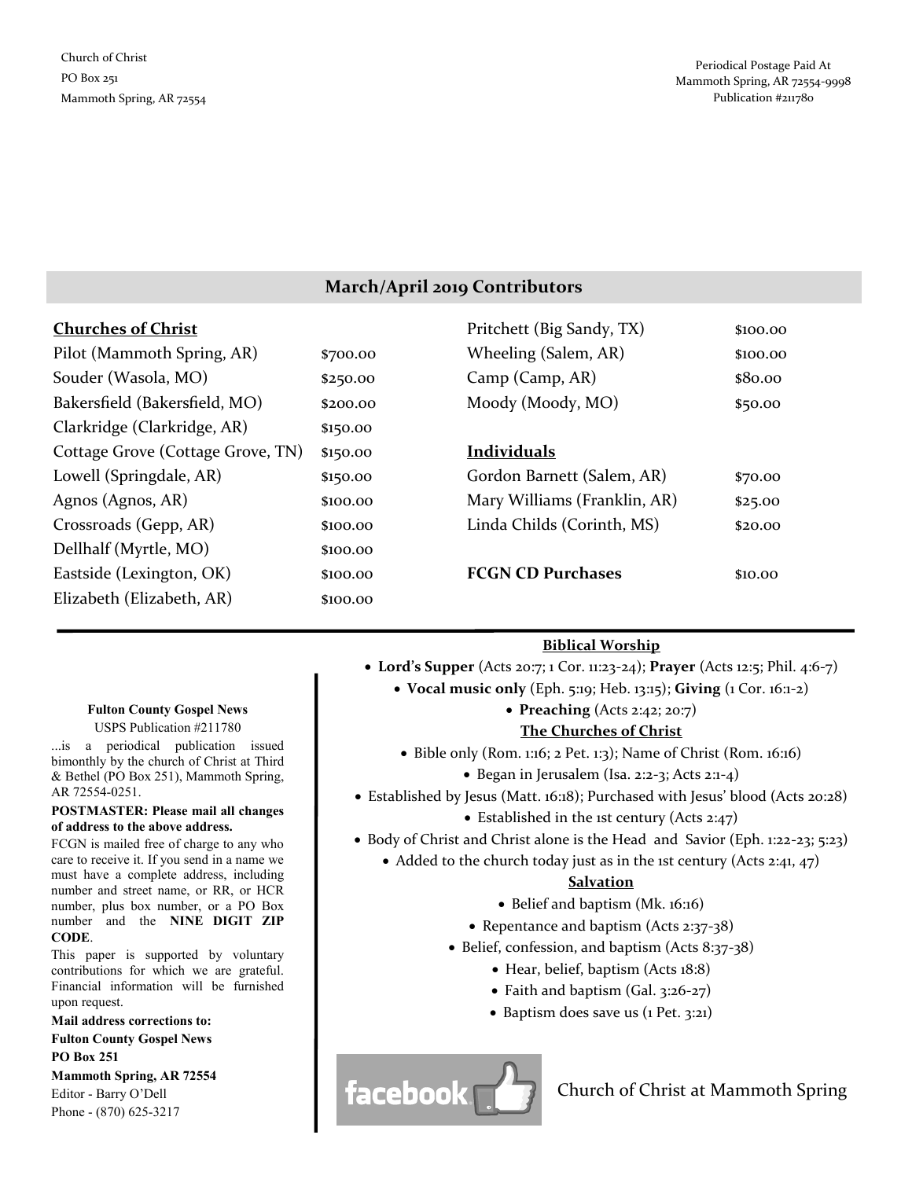Church of Christ
PO Box 251
Mammoth Spring, AR 72554

Periodical Postage Paid At
Mammoth Spring, AR 72554-9998
Publication #211780

## March/April 2019 Contributors

| | |
|---|---|
| **Churches of Christ** | |
| Pilot (Mammoth Spring, AR) | $700.00 |
| Souder (Wasola, MO) | $250.00 |
| Bakersfield (Bakersfield, MO) | $200.00 |
| Clarkridge (Clarkridge, AR) | $150.00 |
| Cottage Grove (Cottage Grove, TN) | $150.00 |
| Lowell (Springdale, AR) | $150.00 |
| Agnos (Agnos, AR) | $100.00 |
| Crossroads (Gepp, AR) | $100.00 |
| Dellhalf (Myrtle, MO) | $100.00 |
| Eastside (Lexington, OK) | $100.00 |
| Elizabeth (Elizabeth, AR) | $100.00 |
| Pritchett (Big Sandy, TX) | $100.00 |
| Wheeling (Salem, AR) | $100.00 |
| Camp (Camp, AR) | $80.00 |
| Moody (Moody, MO) | $50.00 |
| **Individuals** | |
| Gordon Barnett (Salem, AR) | $70.00 |
| Mary Williams (Franklin, AR) | $25.00 |
| Linda Childs (Corinth, MS) | $20.00 |
| **FCGN CD Purchases** | $10.00 |

**Fulton County Gospel News**
USPS Publication #211780

...is a periodical publication issued bimonthly by the church of Christ at Third & Bethel (PO Box 251), Mammoth Spring, AR 72554-0251.

**POSTMASTER: Please mail all changes of address to the above address.**

FCGN is mailed free of charge to any who care to receive it. If you send in a name we must have a complete address, including number and street name, or RR, or HCR number, plus box number, or a PO Box number and the **NINE DIGIT ZIP CODE**.

This paper is supported by voluntary contributions for which we are grateful. Financial information will be furnished upon request.

**Mail address corrections to:**
**Fulton County Gospel News**
**PO Box 251**
**Mammoth Spring, AR 72554**
Editor - Barry O'Dell
Phone - (870) 625-3217

### Biblical Worship

- **Lord's Supper** (Acts 20:7; 1 Cor. 11:23-24); **Prayer** (Acts 12:5; Phil. 4:6-7)
- **Vocal music only** (Eph. 5:19; Heb. 13:15); **Giving** (1 Cor. 16:1-2)
- **Preaching** (Acts 2:42; 20:7)

### The Churches of Christ

- Bible only (Rom. 1:16; 2 Pet. 1:3); Name of Christ (Rom. 16:16)
- Began in Jerusalem (Isa. 2:2-3; Acts 2:1-4)
- Established by Jesus (Matt. 16:18); Purchased with Jesus' blood (Acts 20:28)
- Established in the 1st century (Acts 2:47)
- Body of Christ and Christ alone is the Head and Savior (Eph. 1:22-23; 5:23)
- Added to the church today just as in the 1st century (Acts 2:41, 47)

### Salvation

- Belief and baptism (Mk. 16:16)
- Repentance and baptism (Acts 2:37-38)
- Belief, confession, and baptism (Acts 8:37-38)
- Hear, belief, baptism (Acts 18:8)
- Faith and baptism (Gal. 3:26-27)
- Baptism does save us (1 Pet. 3:21)

facebook — Church of Christ at Mammoth Spring